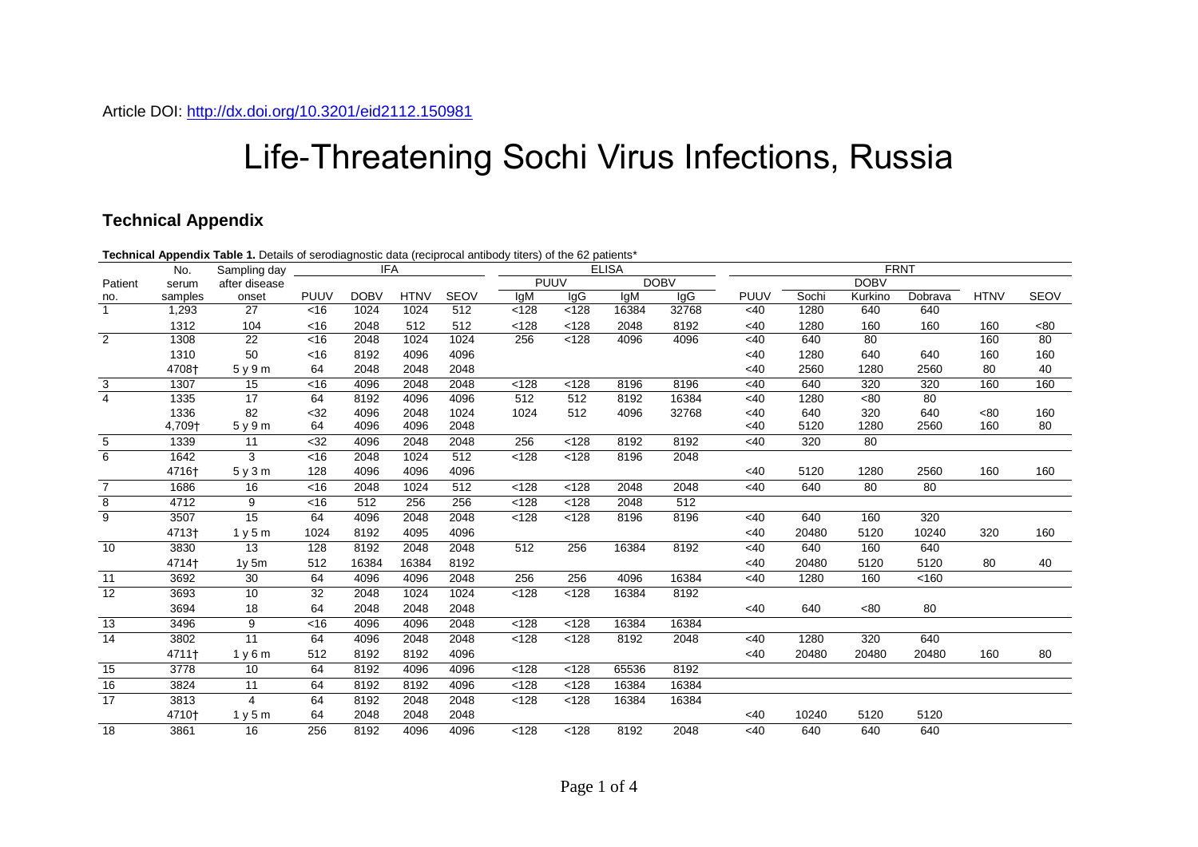Article DOI: http://dx.doi.org/10.3201/eid2112.150981

# Life-Threatening Sochi Virus Infections, Russia

## Technical Appendix

**Technical Appendix Table 1.** Details of serodiagnostic data (reciprocal antibody titers) of the 62 patients*

| Patient no. | No. serum samples | Sampling day after disease onset | IFA | | | | ELISA | | | | FRNT | | | | | |
|---|---|---|---|---|---|---|---|---|---|---|---|---|---|---|---|---|
| | | | | | | | PUUV | | DOBV | | | DOBV | | | | |
| | | | PUUV | DOBV | HTNV | SEOV | IgM | IgG | IgM | IgG | PUUV | Sochi | Kurkino | Dobrava | HTNV | SEOV |
| 1 | 1,293 | 27 | <16 | 1024 | 1024 | 512 | <128 | <128 | 16384 | 32768 | <40 | 1280 | 640 | 640 | | |
| | 1312 | 104 | <16 | 2048 | 512 | 512 | <128 | <128 | 2048 | 8192 | <40 | 1280 | 160 | 160 | 160 | <80 |
| 2 | 1308 | 22 | <16 | 2048 | 1024 | 1024 | 256 | <128 | 4096 | 4096 | <40 | 640 | 80 | | 160 | 80 |
| | 1310 | 50 | <16 | 8192 | 4096 | 4096 | | | | | <40 | 1280 | 640 | 640 | 160 | 160 |
| | 4708† | 5 y 9 m | 64 | 2048 | 2048 | 2048 | | | | | <40 | 2560 | 1280 | 2560 | 80 | 40 |
| 3 | 1307 | 15 | <16 | 4096 | 2048 | 2048 | <128 | <128 | 8196 | 8196 | <40 | 640 | 320 | 320 | 160 | 160 |
| 4 | 1335 | 17 | 64 | 8192 | 4096 | 4096 | 512 | 512 | 8192 | 16384 | <40 | 1280 | <80 | 80 | | |
| | 1336 | 82 | <32 | 4096 | 2048 | 1024 | 1024 | 512 | 4096 | 32768 | <40 | 640 | 320 | 640 | <80 | 160 |
| | 4,709† | 5 y 9 m | 64 | 4096 | 4096 | 2048 | | | | | <40 | 5120 | 1280 | 2560 | 160 | 80 |
| 5 | 1339 | 11 | <32 | 4096 | 2048 | 2048 | 256 | <128 | 8192 | 8192 | <40 | 320 | 80 | | | |
| 6 | 1642 | 3 | <16 | 2048 | 1024 | 512 | <128 | <128 | 8196 | 2048 | | | | | | |
| | 4716† | 5 y 3 m | 128 | 4096 | 4096 | 4096 | | | | | <40 | 5120 | 1280 | 2560 | 160 | 160 |
| 7 | 1686 | 16 | <16 | 2048 | 1024 | 512 | <128 | <128 | 2048 | 2048 | <40 | 640 | 80 | 80 | | |
| 8 | 4712 | 9 | <16 | 512 | 256 | 256 | <128 | <128 | 2048 | 512 | | | | | | |
| 9 | 3507 | 15 | 64 | 4096 | 2048 | 2048 | <128 | <128 | 8196 | 8196 | <40 | 640 | 160 | 320 | | |
| | 4713† | 1 y 5 m | 1024 | 8192 | 4095 | 4096 | | | | | <40 | 20480 | 5120 | 10240 | 320 | 160 |
| 10 | 3830 | 13 | 128 | 8192 | 2048 | 2048 | 512 | 256 | 16384 | 8192 | <40 | 640 | 160 | 640 | | |
| | 4714† | 1y 5m | 512 | 16384 | 16384 | 8192 | | | | | <40 | 20480 | 5120 | 5120 | 80 | 40 |
| 11 | 3692 | 30 | 64 | 4096 | 4096 | 2048 | 256 | 256 | 4096 | 16384 | <40 | 1280 | 160 | <160 | | |
| 12 | 3693 | 10 | 32 | 2048 | 1024 | 1024 | <128 | <128 | 16384 | 8192 | | | | | | |
| | 3694 | 18 | 64 | 2048 | 2048 | 2048 | | | | | <40 | 640 | <80 | 80 | | |
| 13 | 3496 | 9 | <16 | 4096 | 4096 | 2048 | <128 | <128 | 16384 | 16384 | | | | | | |
| 14 | 3802 | 11 | 64 | 4096 | 2048 | 2048 | <128 | <128 | 8192 | 2048 | <40 | 1280 | 320 | 640 | | |
| | 4711† | 1 y 6 m | 512 | 8192 | 8192 | 4096 | | | | | <40 | 20480 | 20480 | 20480 | 160 | 80 |
| 15 | 3778 | 10 | 64 | 8192 | 4096 | 4096 | <128 | <128 | 65536 | 8192 | | | | | | |
| 16 | 3824 | 11 | 64 | 8192 | 8192 | 4096 | <128 | <128 | 16384 | 16384 | | | | | | |
| 17 | 3813 | 4 | 64 | 8192 | 2048 | 2048 | <128 | <128 | 16384 | 16384 | | | | | | |
| | 4710† | 1 y 5 m | 64 | 2048 | 2048 | 2048 | | | | | <40 | 10240 | 5120 | 5120 | | |
| 18 | 3861 | 16 | 256 | 8192 | 4096 | 4096 | <128 | <128 | 8192 | 2048 | <40 | 640 | 640 | 640 | | |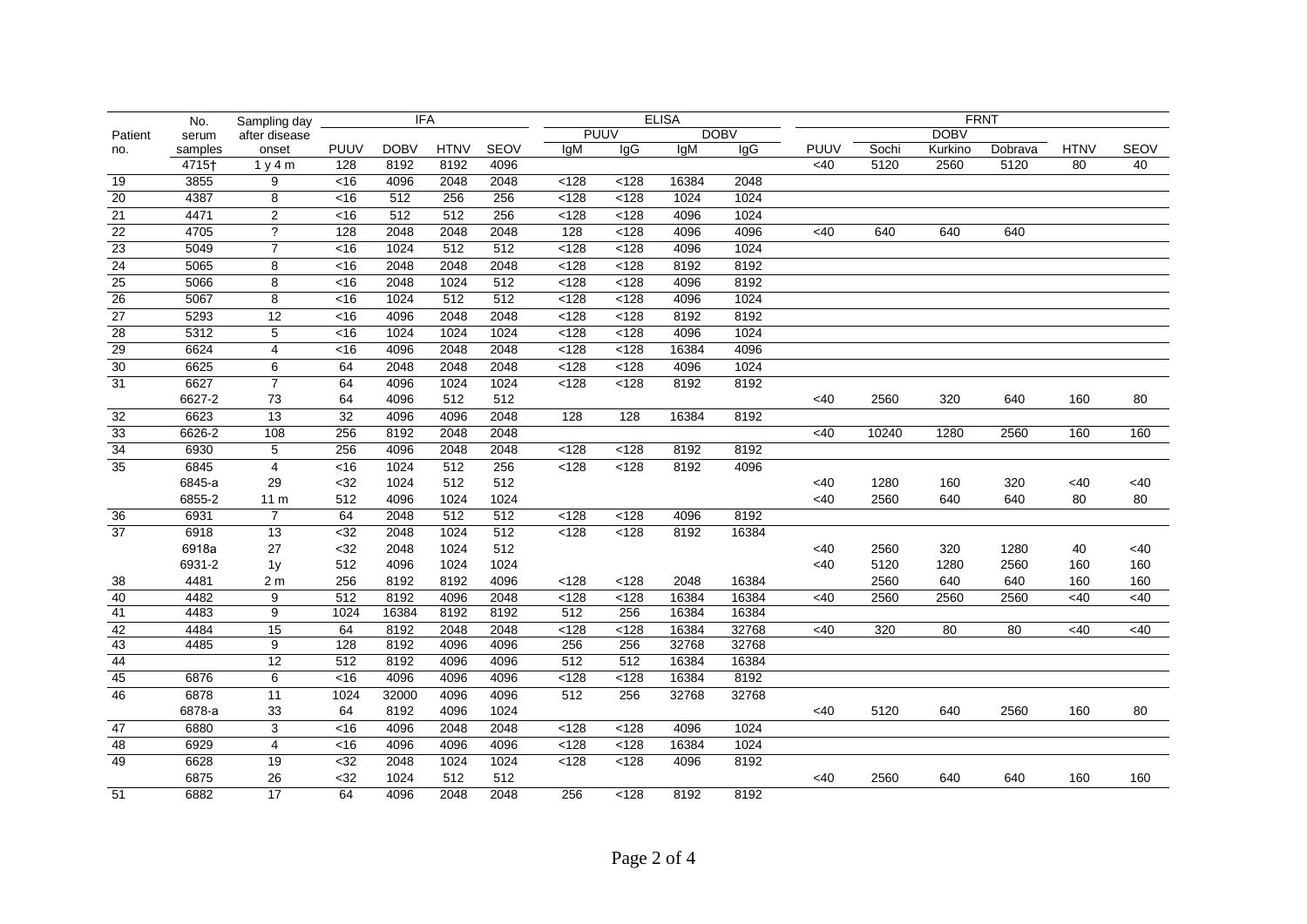| Patient no. | No. serum samples | Sampling day after disease onset | IFA | | | | ELISA | | | | FRNT | | | | | |
|---|---|---|---|---|---|---|---|---|---|---|---|---|---|---|---|---|
| | | | | | | | PUUV | | DOBV | | | DOBV | | | | |
| | | | PUUV | DOBV | HTNV | SEOV | IgM | IgG | IgM | IgG | PUUV | Sochi | Kurkino | Dobrava | HTNV | SEOV |
| | 4715† | 1 y 4 m | 128 | 8192 | 8192 | 4096 | | | | | <40 | 5120 | 2560 | 5120 | 80 | 40 |
| 19 | 3855 | 9 | <16 | 4096 | 2048 | 2048 | <128 | <128 | 16384 | 2048 | | | | | | |
| 20 | 4387 | 8 | <16 | 512 | 256 | 256 | <128 | <128 | 1024 | 1024 | | | | | | |
| 21 | 4471 | 2 | <16 | 512 | 512 | 256 | <128 | <128 | 4096 | 1024 | | | | | | |
| 22 | 4705 | ? | 128 | 2048 | 2048 | 2048 | 128 | <128 | 4096 | 4096 | <40 | 640 | 640 | 640 | | |
| 23 | 5049 | 7 | <16 | 1024 | 512 | 512 | <128 | <128 | 4096 | 1024 | | | | | | |
| 24 | 5065 | 8 | <16 | 2048 | 2048 | 2048 | <128 | <128 | 8192 | 8192 | | | | | | |
| 25 | 5066 | 8 | <16 | 2048 | 1024 | 512 | <128 | <128 | 4096 | 8192 | | | | | | |
| 26 | 5067 | 8 | <16 | 1024 | 512 | 512 | <128 | <128 | 4096 | 1024 | | | | | | |
| 27 | 5293 | 12 | <16 | 4096 | 2048 | 2048 | <128 | <128 | 8192 | 8192 | | | | | | |
| 28 | 5312 | 5 | <16 | 1024 | 1024 | 1024 | <128 | <128 | 4096 | 1024 | | | | | | |
| 29 | 6624 | 4 | <16 | 4096 | 2048 | 2048 | <128 | <128 | 16384 | 4096 | | | | | | |
| 30 | 6625 | 6 | 64 | 2048 | 2048 | 2048 | <128 | <128 | 4096 | 1024 | | | | | | |
| 31 | 6627 | 7 | 64 | 4096 | 1024 | 1024 | <128 | <128 | 8192 | 8192 | | | | | | |
| | 6627-2 | 73 | 64 | 4096 | 512 | 512 | | | | | <40 | 2560 | 320 | 640 | 160 | 80 |
| 32 | 6623 | 13 | 32 | 4096 | 4096 | 2048 | 128 | 128 | 16384 | 8192 | | | | | | |
| 33 | 6626-2 | 108 | 256 | 8192 | 2048 | 2048 | | | | | <40 | 10240 | 1280 | 2560 | 160 | 160 |
| 34 | 6930 | 5 | 256 | 4096 | 2048 | 2048 | <128 | <128 | 8192 | 8192 | | | | | | |
| 35 | 6845 | 4 | <16 | 1024 | 512 | 256 | <128 | <128 | 8192 | 4096 | | | | | | |
| | 6845-a | 29 | <32 | 1024 | 512 | 512 | | | | | <40 | 1280 | 160 | 320 | <40 | <40 |
| | 6855-2 | 11 m | 512 | 4096 | 1024 | 1024 | | | | | <40 | 2560 | 640 | 640 | 80 | 80 |
| 36 | 6931 | 7 | 64 | 2048 | 512 | 512 | <128 | <128 | 4096 | 8192 | | | | | | |
| 37 | 6918 | 13 | <32 | 2048 | 1024 | 512 | <128 | <128 | 8192 | 16384 | | | | | | |
| | 6918a | 27 | <32 | 2048 | 1024 | 512 | | | | | <40 | 2560 | 320 | 1280 | 40 | <40 |
| | 6931-2 | 1y | 512 | 4096 | 1024 | 1024 | | | | | <40 | 5120 | 1280 | 2560 | 160 | 160 |
| 38 | 4481 | 2 m | 256 | 8192 | 8192 | 4096 | <128 | <128 | 2048 | 16384 | | 2560 | 640 | 640 | 160 | 160 |
| 40 | 4482 | 9 | 512 | 8192 | 4096 | 2048 | <128 | <128 | 16384 | 16384 | <40 | 2560 | 2560 | 2560 | <40 | <40 |
| 41 | 4483 | 9 | 1024 | 16384 | 8192 | 8192 | 512 | 256 | 16384 | 16384 | | | | | | |
| 42 | 4484 | 15 | 64 | 8192 | 2048 | 2048 | <128 | <128 | 16384 | 32768 | <40 | 320 | 80 | 80 | <40 | <40 |
| 43 | 4485 | 9 | 128 | 8192 | 4096 | 4096 | 256 | 256 | 32768 | 32768 | | | | | | |
| 44 | | 12 | 512 | 8192 | 8192 | 8192 | 512 | 512 | 16384 | 16384 | | | | | | |
| 45 | 6876 | 6 | <16 | 4096 | 4096 | 4096 | <128 | <128 | 16384 | 8192 | | | | | | |
| 46 | 6878 | 11 | 1024 | 32000 | 4096 | 4096 | 512 | 256 | 32768 | 32768 | | | | | | |
| | 6878-a | 33 | 64 | 8192 | 4096 | 1024 | | | | | <40 | 5120 | 640 | 2560 | 160 | 80 |
| 47 | 6880 | 3 | <16 | 4096 | 2048 | 2048 | <128 | <128 | 4096 | 1024 | | | | | | |
| 48 | 6929 | 4 | <16 | 4096 | 4096 | 4096 | <128 | <128 | 16384 | 1024 | | | | | | |
| 49 | 6628 | 19 | <32 | 2048 | 1024 | 1024 | <128 | <128 | 4096 | 8192 | | | | | | |
| | 6875 | 26 | <32 | 1024 | 512 | 512 | | | | | <40 | 2560 | 640 | 640 | 160 | 160 |
| 51 | 6882 | 17 | 64 | 4096 | 2048 | 2048 | 256 | <128 | 8192 | 8192 | | | | | | |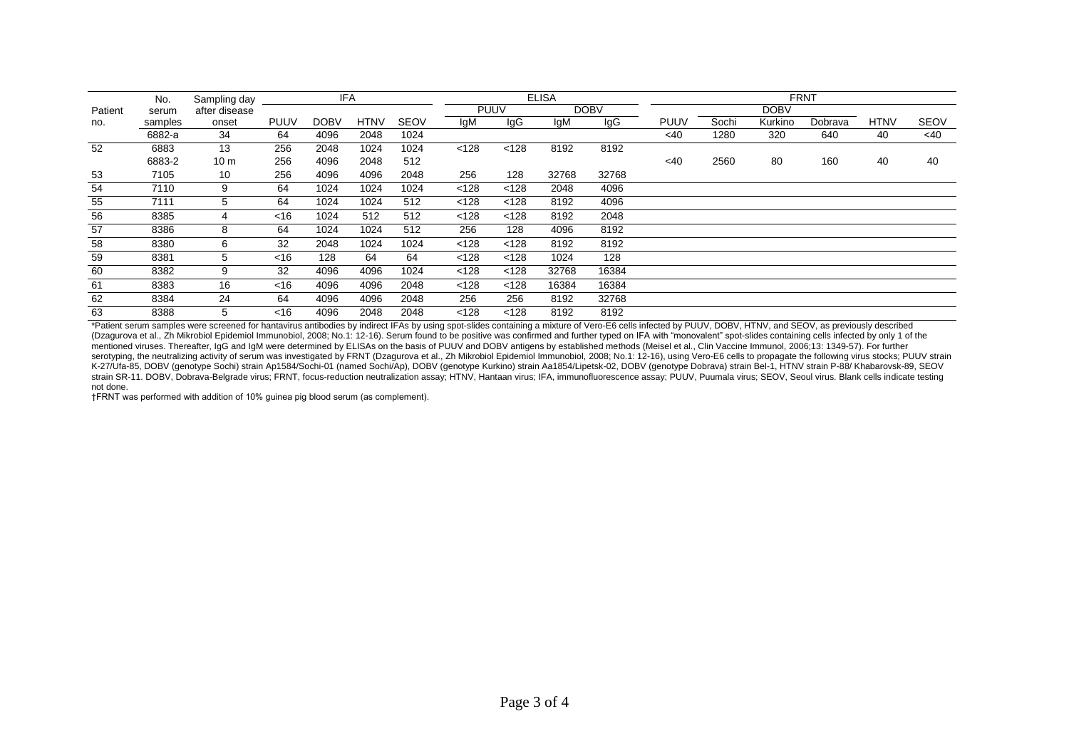| Patient no. | No. serum samples | Sampling day after disease onset | IFA | | | | ELISA | | | | FRNT | | | | | |
|---|---|---|---|---|---|---|---|---|---|---|---|---|---|---|---|---|
| | | | | | | | PUUV | | DOBV | | | DOBV | | | | |
| | | | PUUV | DOBV | HTNV | SEOV | IgM | IgG | IgM | IgG | PUUV | Sochi | Kurkino | Dobrava | HTNV | SEOV |
| | 6882-a | 34 | 64 | 4096 | 2048 | 1024 | | | | | <40 | 1280 | 320 | 640 | 40 | <40 |
| 52 | 6883 | 13 | 256 | 2048 | 1024 | 1024 | <128 | <128 | 8192 | 8192 | | | | | | |
| | 6883-2 | 10 m | 256 | 4096 | 2048 | 512 | | | | | <40 | 2560 | 80 | 160 | 40 | 40 |
| 53 | 7105 | 10 | 256 | 4096 | 4096 | 2048 | 256 | 128 | 32768 | 32768 | | | | | | |
| 54 | 7110 | 9 | 64 | 1024 | 1024 | 1024 | <128 | <128 | 2048 | 4096 | | | | | | |
| 55 | 7111 | 5 | 64 | 1024 | 1024 | 512 | <128 | <128 | 8192 | 4096 | | | | | | |
| 56 | 8385 | 4 | <16 | 1024 | 512 | 512 | <128 | <128 | 8192 | 2048 | | | | | | |
| 57 | 8386 | 8 | 64 | 1024 | 1024 | 512 | 256 | 128 | 4096 | 8192 | | | | | | |
| 58 | 8380 | 6 | 32 | 2048 | 1024 | 1024 | <128 | <128 | 8192 | 8192 | | | | | | |
| 59 | 8381 | 5 | <16 | 128 | 64 | 64 | <128 | <128 | 1024 | 128 | | | | | | |
| 60 | 8382 | 9 | 32 | 4096 | 4096 | 1024 | <128 | <128 | 32768 | 16384 | | | | | | |
| 61 | 8383 | 16 | <16 | 4096 | 4096 | 2048 | <128 | <128 | 16384 | 16384 | | | | | | |
| 62 | 8384 | 24 | 64 | 4096 | 4096 | 2048 | 256 | 256 | 8192 | 32768 | | | | | | |
| 63 | 8388 | 5 | <16 | 4096 | 2048 | 2048 | <128 | <128 | 8192 | 8192 | | | | | | |

*Patient serum samples were screened for hantavirus antibodies by indirect IFAs by using spot-slides containing a mixture of Vero-E6 cells infected by PUUV, DOBV, HTNV, and SEOV, as previously described (Dzagurova et al., Zh Mikrobiol Epidemiol Immunobiol, 2008; No.1: 12-16). Serum found to be positive was confirmed and further typed on IFA with "monovalent" spot-slides containing cells infected by only 1 of the mentioned viruses. Thereafter, IgG and IgM were determined by ELISAs on the basis of PUUV and DOBV antigens by established methods (Meisel et al., Clin Vaccine Immunol, 2006;13: 1349-57). For further serotyping, the neutralizing activity of serum was investigated by FRNT (Dzagurova et al., Zh Mikrobiol Epidemiol Immunobiol, 2008; No.1: 12-16), using Vero-E6 cells to propagate the following virus stocks; PUUV strain K-27/Ufa-85, DOBV (genotype Sochi) strain Ap1584/Sochi-01 (named Sochi/Ap), DOBV (genotype Kurkino) strain Aa1854/Lipetsk-02, DOBV (genotype Dobrava) strain Bel-1, HTNV strain P-88/ Khabarovsk-89, SEOV strain SR-11. DOBV, Dobrava-Belgrade virus; FRNT, focus-reduction neutralization assay; HTNV, Hantaan virus; IFA, immunofluorescence assay; PUUV, Puumala virus; SEOV, Seoul virus. Blank cells indicate testing not done.

†FRNT was performed with addition of 10% guinea pig blood serum (as complement).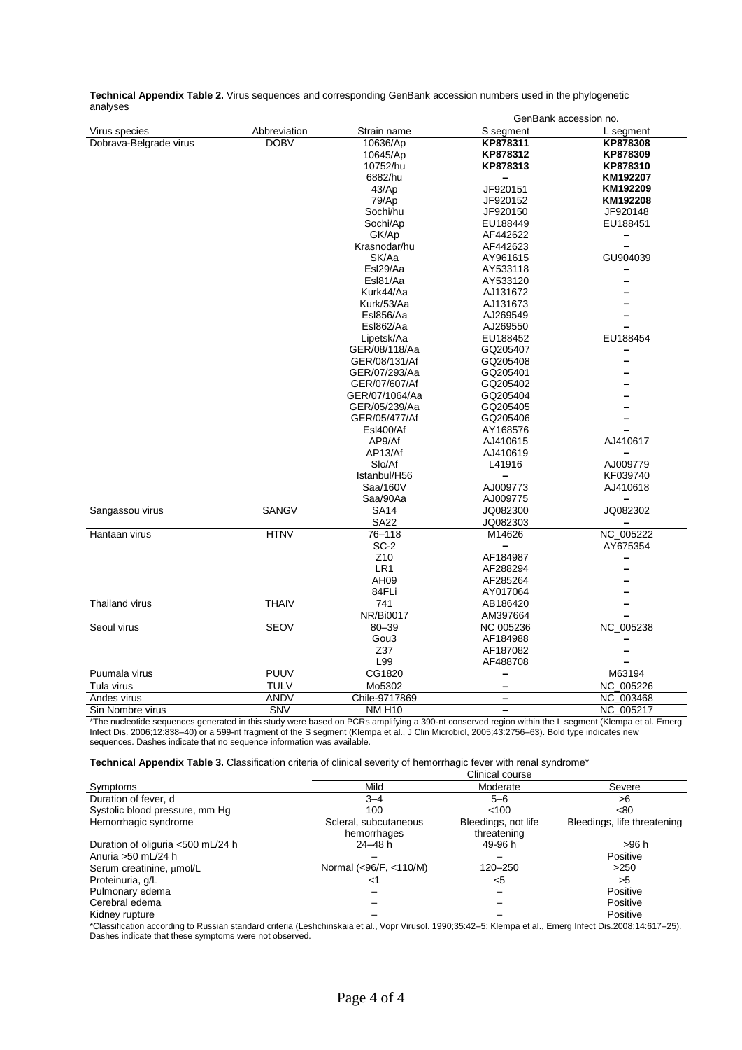**Technical Appendix Table 2.** Virus sequences and corresponding GenBank accession numbers used in the phylogenetic analyses

| | | | GenBank accession no. | |
|---|---|---|---|---|
| Virus species | Abbreviation | Strain name | S segment | L segment |
| Dobrava-Belgrade virus | DOBV | 10636/Ap | **KP878311** | **KP878308** |
| | | 10645/Ap | **KP878312** | **KP878309** |
| | | 10752/hu | **KP878313** | **KP878310** |
| | | 6882/hu | – | **KM192207** |
| | | 43/Ap | JF920151 | **KM192209** |
| | | 79/Ap | JF920152 | **KM192208** |
| | | Sochi/hu | JF920150 | JF920148 |
| | | Sochi/Ap | EU188449 | EU188451 |
| | | GK/Ap | AF442622 | – |
| | | Krasnodar/hu | AF442623 | – |
| | | SK/Aa | AY961615 | GU904039 |
| | | Esl29/Aa | AY533118 | – |
| | | Esl81/Aa | AY533120 | – |
| | | Kurk44/Aa | AJ131672 | – |
| | | Kurk/53/Aa | AJ131673 | – |
| | | Esl856/Aa | AJ269549 | – |
| | | Esl862/Aa | AJ269550 | – |
| | | Lipetsk/Aa | EU188452 | EU188454 |
| | | GER/08/118/Aa | GQ205407 | – |
| | | GER/08/131/Af | GQ205408 | – |
| | | GER/07/293/Aa | GQ205401 | – |
| | | GER/07/607/Af | GQ205402 | – |
| | | GER/07/1064/Aa | GQ205404 | – |
| | | GER/05/239/Aa | GQ205405 | – |
| | | GER/05/477/Af | GQ205406 | – |
| | | Esl400/Af | AY168576 | – |
| | | AP9/Af | AJ410615 | AJ410617 |
| | | AP13/Af | AJ410619 | – |
| | | Slo/Af | L41916 | AJ009779 |
| | | Istanbul/H56 | – | KF039740 |
| | | Saa/160V | AJ009773 | AJ410618 |
| | | Saa/90Aa | AJ009775 | – |
| Sangassou virus | SANGV | SA14 | JQ082300 | JQ082302 |
| | | SA22 | JQ082303 | – |
| Hantaan virus | HTNV | 76–118 | M14626 | NC_005222 |
| | | SC-2 | – | AY675354 |
| | | Z10 | AF184987 | – |
| | | LR1 | AF288294 | – |
| | | AH09 | AF285264 | – |
| | | 84FLi | AY017064 | – |
| Thailand virus | THAIV | 741 | AB186420 | – |
| | | NR/Bi0017 | AM397664 | – |
| Seoul virus | SEOV | 80–39 | NC 005236 | NC_005238 |
| | | Gou3 | AF184988 | – |
| | | Z37 | AF187082 | – |
| | | L99 | AF488708 | – |
| Puumala virus | PUUV | CG1820 | – | M63194 |
| Tula virus | TULV | Mo5302 | – | NC_005226 |
| Andes virus | ANDV | Chile-9717869 | – | NC_003468 |
| Sin Nombre virus | SNV | NM H10 | – | NC_005217 |

*The nucleotide sequences generated in this study were based on PCRs amplifying a 390-nt conserved region within the L segment (Klempa et al. Emerg Infect Dis. 2006;12:838–40) or a 599-nt fragment of the S segment (Klempa et al., J Clin Microbiol, 2005;43:2756–63). Bold type indicates new sequences. Dashes indicate that no sequence information was available.

**Technical Appendix Table 3.** Classification criteria of clinical severity of hemorrhagic fever with renal syndrome*

| | Clinical course | | |
|---|---|---|---|
| Symptoms | Mild | Moderate | Severe |
| Duration of fever, d | 3–4 | 5–6 | >6 |
| Systolic blood pressure, mm Hg | 100 | <100 | <80 |
| Hemorrhagic syndrome | Scleral, subcutaneous hemorrhages | Bleedings, not life threatening | Bleedings, life threatening |
| Duration of oliguria <500 mL/24 h | 24–48 h | 49-96 h | >96 h |
| Anuria >50 mL/24 h | – | – | Positive |
| Serum creatinine, μmol/L | Normal (<96/F, <110/M) | 120–250 | >250 |
| Proteinuria, g/L | <1 | <5 | >5 |
| Pulmonary edema | – | – | Positive |
| Cerebral edema | – | – | Positive |
| Kidney rupture | – | – | Positive |

*Classification according to Russian standard criteria (Leshchinskaia et al., Vopr Virusol. 1990;35:42–5; Klempa et al., Emerg Infect Dis.2008;14:617–25). Dashes indicate that these symptoms were not observed.